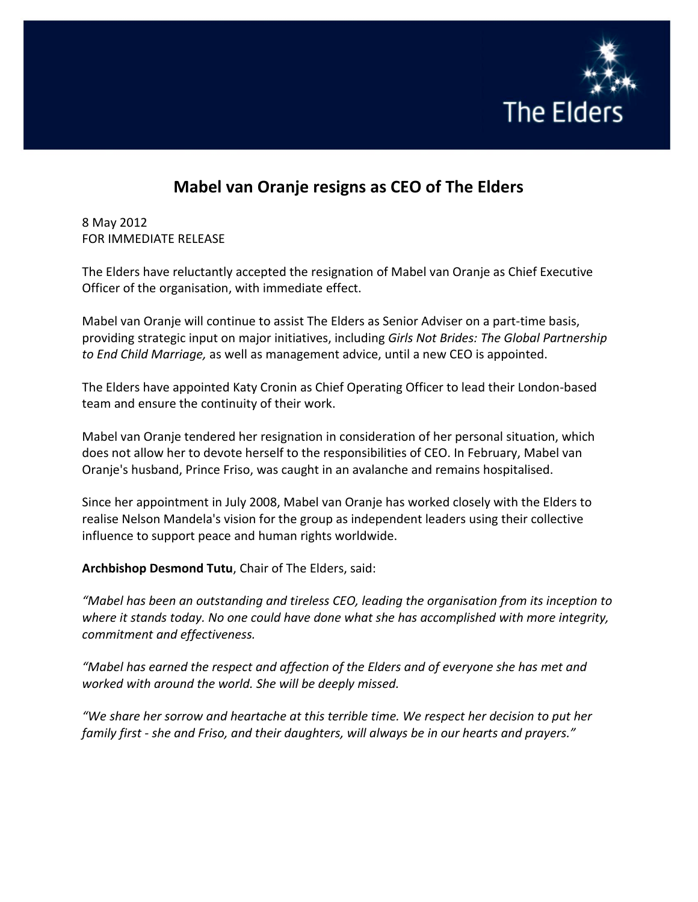# Mabel van Oranje resigns as CEO of The Elders

8 May 2012
FOR IMMEDIATE RELEASE

The Elders have reluctantly accepted the resignation of Mabel van Oranje as Chief Executive Officer of the organisation, with immediate effect.

Mabel van Oranje will continue to assist The Elders as Senior Adviser on a part-time basis, providing strategic input on major initiatives, including *Girls Not Brides: The Global Partnership to End Child Marriage,* as well as management advice, until a new CEO is appointed.

The Elders have appointed Katy Cronin as Chief Operating Officer to lead their London-based team and ensure the continuity of their work.

Mabel van Oranje tendered her resignation in consideration of her personal situation, which does not allow her to devote herself to the responsibilities of CEO. In February, Mabel van Oranje's husband, Prince Friso, was caught in an avalanche and remains hospitalised.

Since her appointment in July 2008, Mabel van Oranje has worked closely with the Elders to realise Nelson Mandela's vision for the group as independent leaders using their collective influence to support peace and human rights worldwide.

**Archbishop Desmond Tutu**, Chair of The Elders, said:

*"Mabel has been an outstanding and tireless CEO, leading the organisation from its inception to where it stands today. No one could have done what she has accomplished with more integrity, commitment and effectiveness.*

*"Mabel has earned the respect and affection of the Elders and of everyone she has met and worked with around the world. She will be deeply missed.*

*"We share her sorrow and heartache at this terrible time. We respect her decision to put her family first - she and Friso, and their daughters, will always be in our hearts and prayers."*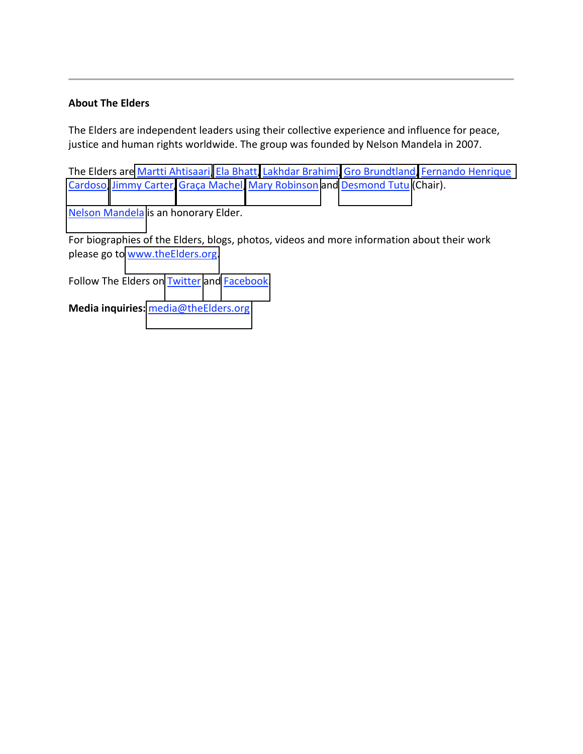---

**About The Elders**

The Elders are independent leaders using their collective experience and influence for peace, justice and human rights worldwide. The group was founded by Nelson Mandela in 2007.

The Elders are Martti Ahtisaari, Ela Bhatt, Lakhdar Brahimi, Gro Brundtland, Fernando Henrique Cardoso, Jimmy Carter, Graça Machel, Mary Robinson and Desmond Tutu (Chair). Nelson Mandela is an honorary Elder.

For biographies of the Elders, blogs, photos, videos and more information about their work please go to www.theElders.org.

Follow The Elders on Twitter and Facebook.

**Media inquiries:** media@theElders.org